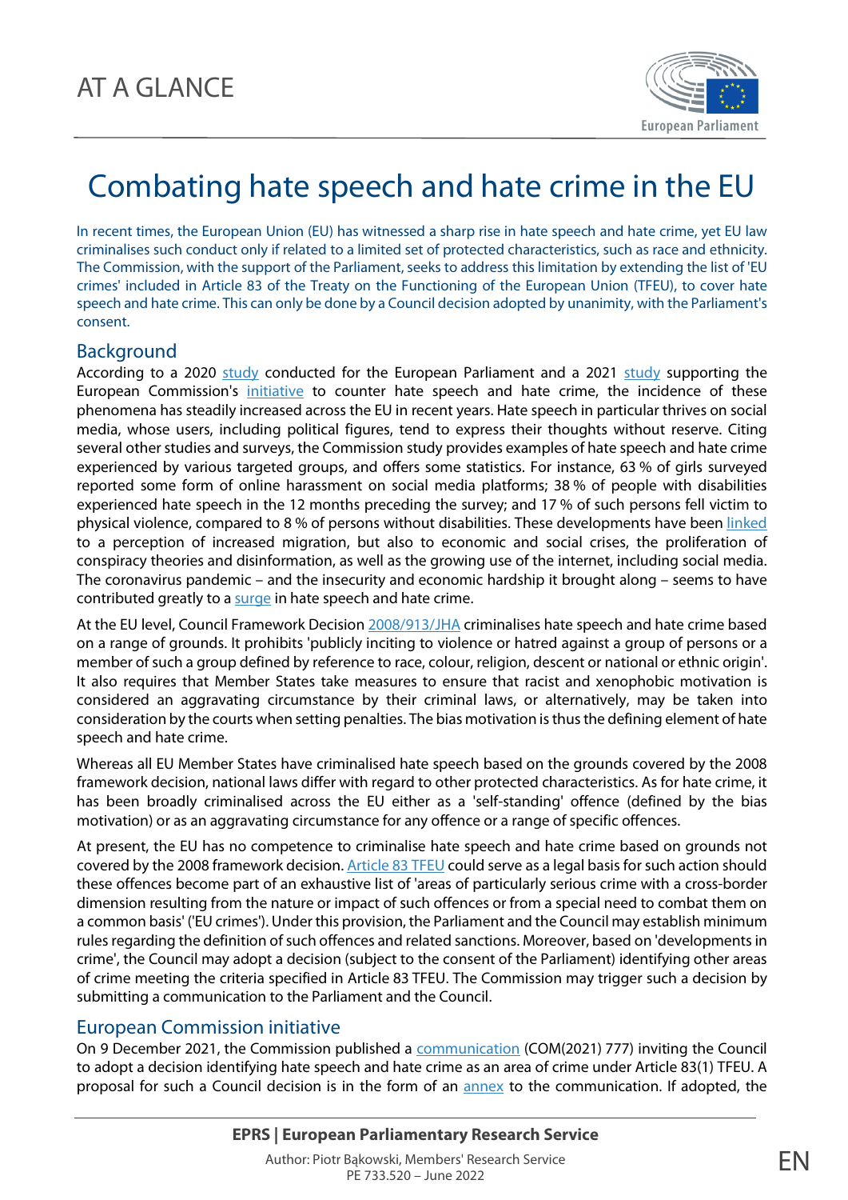AT A GLANCE

# Combating hate speech and hate crime in the EU

In recent times, the European Union (EU) has witnessed a sharp rise in hate speech and hate crime, yet EU law criminalises such conduct only if related to a limited set of protected characteristics, such as race and ethnicity. The Commission, with the support of the Parliament, seeks to address this limitation by extending the list of 'EU crimes' included in Article 83 of the Treaty on the Functioning of the European Union (TFEU), to cover hate speech and hate crime. This can only be done by a Council decision adopted by unanimity, with the Parliament's consent.

## Background

According to a 2020 study conducted for the European Parliament and a 2021 study supporting the European Commission's initiative to counter hate speech and hate crime, the incidence of these phenomena has steadily increased across the EU in recent years. Hate speech in particular thrives on social media, whose users, including political figures, tend to express their thoughts without reserve. Citing several other studies and surveys, the Commission study provides examples of hate speech and hate crime experienced by various targeted groups, and offers some statistics. For instance, 63 % of girls surveyed reported some form of online harassment on social media platforms; 38 % of people with disabilities experienced hate speech in the 12 months preceding the survey; and 17 % of such persons fell victim to physical violence, compared to 8 % of persons without disabilities. These developments have been linked to a perception of increased migration, but also to economic and social crises, the proliferation of conspiracy theories and disinformation, as well as the growing use of the internet, including social media. The coronavirus pandemic – and the insecurity and economic hardship it brought along – seems to have contributed greatly to a surge in hate speech and hate crime.

At the EU level, Council Framework Decision 2008/913/JHA criminalises hate speech and hate crime based on a range of grounds. It prohibits 'publicly inciting to violence or hatred against a group of persons or a member of such a group defined by reference to race, colour, religion, descent or national or ethnic origin'. It also requires that Member States take measures to ensure that racist and xenophobic motivation is considered an aggravating circumstance by their criminal laws, or alternatively, may be taken into consideration by the courts when setting penalties. The bias motivation is thus the defining element of hate speech and hate crime.

Whereas all EU Member States have criminalised hate speech based on the grounds covered by the 2008 framework decision, national laws differ with regard to other protected characteristics. As for hate crime, it has been broadly criminalised across the EU either as a 'self-standing' offence (defined by the bias motivation) or as an aggravating circumstance for any offence or a range of specific offences.

At present, the EU has no competence to criminalise hate speech and hate crime based on grounds not covered by the 2008 framework decision. Article 83 TFEU could serve as a legal basis for such action should these offences become part of an exhaustive list of 'areas of particularly serious crime with a cross-border dimension resulting from the nature or impact of such offences or from a special need to combat them on a common basis' ('EU crimes'). Under this provision, the Parliament and the Council may establish minimum rules regarding the definition of such offences and related sanctions. Moreover, based on 'developments in crime', the Council may adopt a decision (subject to the consent of the Parliament) identifying other areas of crime meeting the criteria specified in Article 83 TFEU. The Commission may trigger such a decision by submitting a communication to the Parliament and the Council.

## European Commission initiative

On 9 December 2021, the Commission published a communication (COM(2021) 777) inviting the Council to adopt a decision identifying hate speech and hate crime as an area of crime under Article 83(1) TFEU. A proposal for such a Council decision is in the form of an annex to the communication. If adopted, the

**EPRS | European Parliamentary Research Service**

Author: Piotr Bąkowski, Members' Research Service
PE 733.520 – June 2022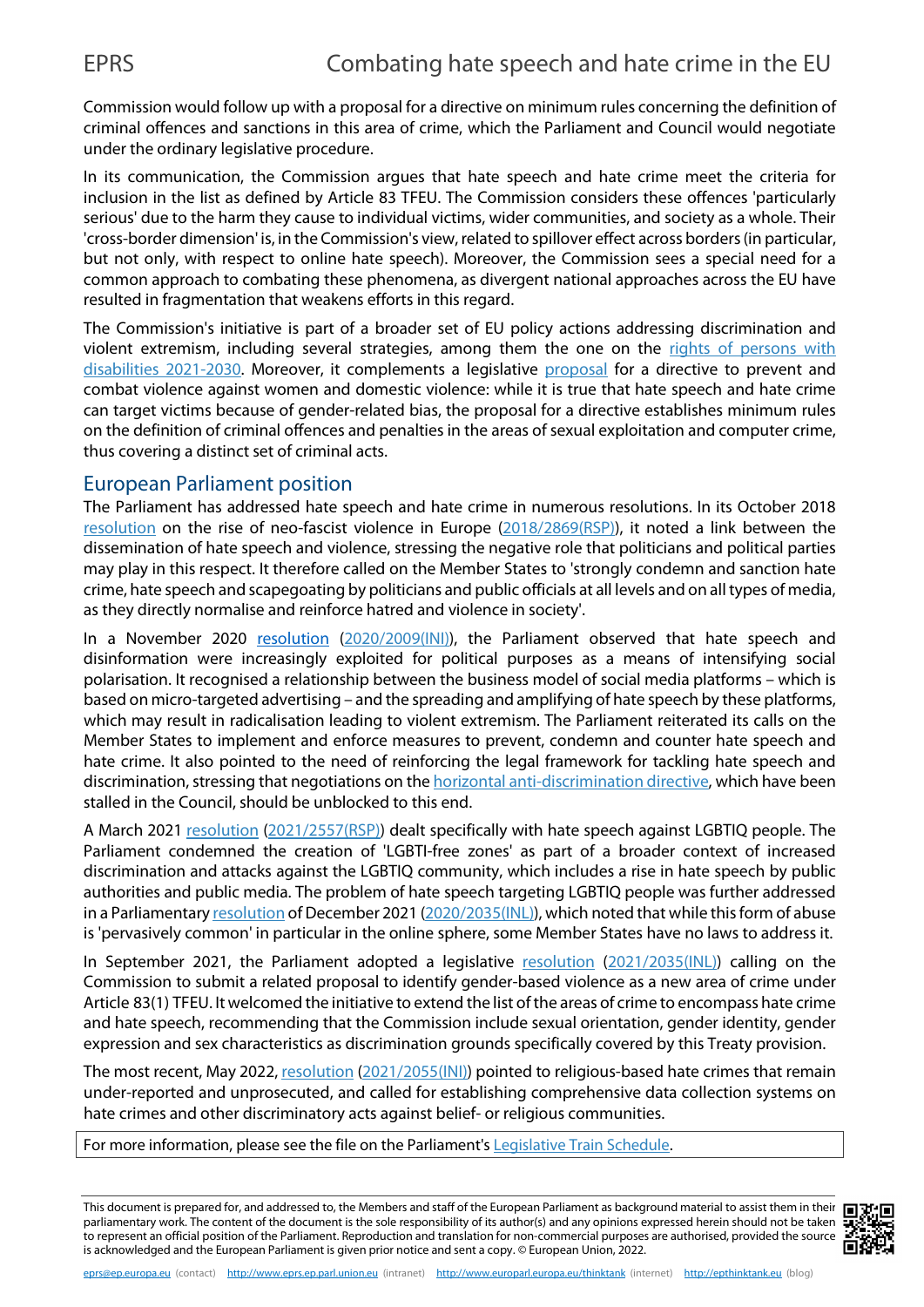Commission would follow up with a proposal for a directive on minimum rules concerning the definition of criminal offences and sanctions in this area of crime, which the Parliament and Council would negotiate under the ordinary legislative procedure.

In its communication, the Commission argues that hate speech and hate crime meet the criteria for inclusion in the list as defined by Article 83 TFEU. The Commission considers these offences 'particularly serious' due to the harm they cause to individual victims, wider communities, and society as a whole. Their 'cross-border dimension' is, in the Commission's view, related to spillover effect across borders (in particular, but not only, with respect to online hate speech). Moreover, the Commission sees a special need for a common approach to combating these phenomena, as divergent national approaches across the EU have resulted in fragmentation that weakens efforts in this regard.

The Commission's initiative is part of a broader set of EU policy actions addressing discrimination and violent extremism, including several strategies, among them the one on the rights of persons with disabilities 2021-2030. Moreover, it complements a legislative proposal for a directive to prevent and combat violence against women and domestic violence: while it is true that hate speech and hate crime can target victims because of gender-related bias, the proposal for a directive establishes minimum rules on the definition of criminal offences and penalties in the areas of sexual exploitation and computer crime, thus covering a distinct set of criminal acts.

## European Parliament position

The Parliament has addressed hate speech and hate crime in numerous resolutions. In its October 2018 resolution on the rise of neo-fascist violence in Europe (2018/2869(RSP)), it noted a link between the dissemination of hate speech and violence, stressing the negative role that politicians and political parties may play in this respect. It therefore called on the Member States to 'strongly condemn and sanction hate crime, hate speech and scapegoating by politicians and public officials at all levels and on all types of media, as they directly normalise and reinforce hatred and violence in society'.

In a November 2020 resolution (2020/2009(INI)), the Parliament observed that hate speech and disinformation were increasingly exploited for political purposes as a means of intensifying social polarisation. It recognised a relationship between the business model of social media platforms – which is based on micro-targeted advertising – and the spreading and amplifying of hate speech by these platforms, which may result in radicalisation leading to violent extremism. The Parliament reiterated its calls on the Member States to implement and enforce measures to prevent, condemn and counter hate speech and hate crime. It also pointed to the need of reinforcing the legal framework for tackling hate speech and discrimination, stressing that negotiations on the horizontal anti-discrimination directive, which have been stalled in the Council, should be unblocked to this end.

A March 2021 resolution (2021/2557(RSP)) dealt specifically with hate speech against LGBTIQ people. The Parliament condemned the creation of 'LGBTI-free zones' as part of a broader context of increased discrimination and attacks against the LGBTIQ community, which includes a rise in hate speech by public authorities and public media. The problem of hate speech targeting LGBTIQ people was further addressed in a Parliamentary resolution of December 2021 (2020/2035(INL)), which noted that while this form of abuse is 'pervasively common' in particular in the online sphere, some Member States have no laws to address it.

In September 2021, the Parliament adopted a legislative resolution (2021/2035(INL)) calling on the Commission to submit a related proposal to identify gender-based violence as a new area of crime under Article 83(1) TFEU. It welcomed the initiative to extend the list of the areas of crime to encompass hate crime and hate speech, recommending that the Commission include sexual orientation, gender identity, gender expression and sex characteristics as discrimination grounds specifically covered by this Treaty provision.

The most recent, May 2022, resolution (2021/2055(INI)) pointed to religious-based hate crimes that remain under-reported and unprosecuted, and called for establishing comprehensive data collection systems on hate crimes and other discriminatory acts against belief- or religious communities.

For more information, please see the file on the Parliament's Legislative Train Schedule.

This document is prepared for, and addressed to, the Members and staff of the European Parliament as background material to assist them in their parliamentary work. The content of the document is the sole responsibility of its author(s) and any opinions expressed herein should not be taken to represent an official position of the Parliament. Reproduction and translation for non-commercial purposes are authorised, provided the source is acknowledged and the European Parliament is given prior notice and sent a copy. © European Union, 2022.

eprs@ep.europa.eu (contact) http://www.eprs.ep.parl.union.eu (intranet) http://www.europarl.europa.eu/thinktank (internet) http://epthinktank.eu (blog)